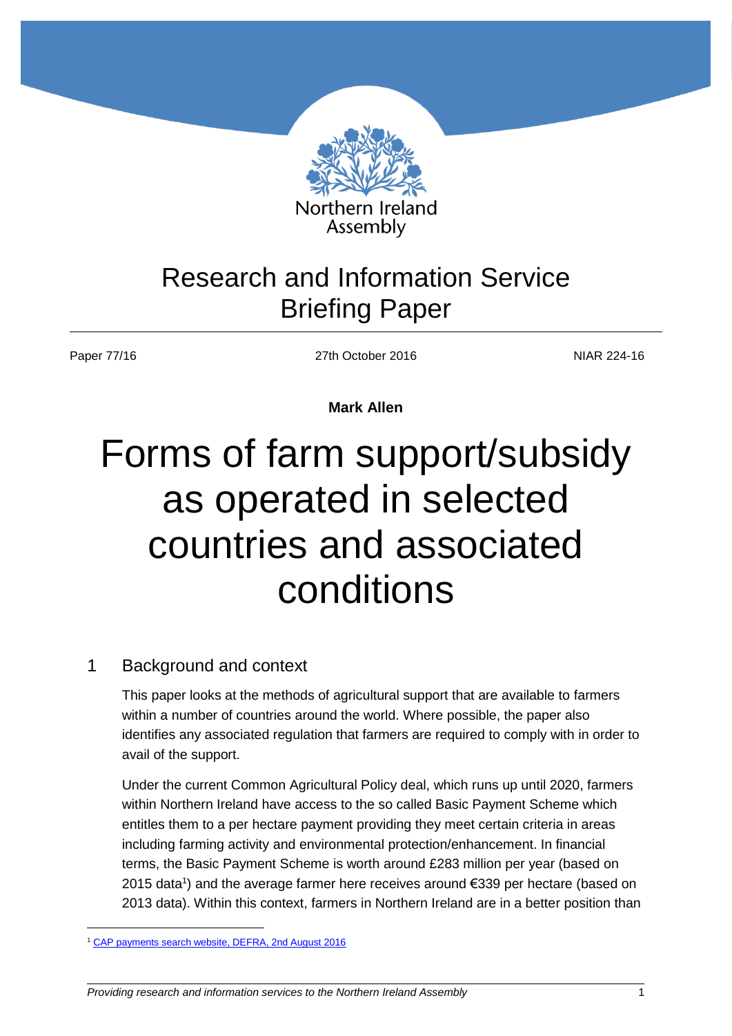Northern Ireland Assembly

# Research and Information Service Briefing Paper

Paper 77/16 | 27th October 2016 | NIAR 224-16

**Mark Allen**

# Forms of farm support/subsidy as operated in selected countries and associated conditions

## 1 Background and context

This paper looks at the methods of agricultural support that are available to farmers within a number of countries around the world. Where possible, the paper also identifies any associated regulation that farmers are required to comply with in order to avail of the support.

Under the current Common Agricultural Policy deal, which runs up until 2020, farmers within Northern Ireland have access to the so called Basic Payment Scheme which entitles them to a per hectare payment providing they meet certain criteria in areas including farming activity and environmental protection/enhancement. In financial terms, the Basic Payment Scheme is worth around £283 million per year (based on 2015 data[1]) and the average farmer here receives around €339 per hectare (based on 2013 data). Within this context, farmers in Northern Ireland are in a better position than

[1] CAP payments search website, DEFRA, 2nd August 2016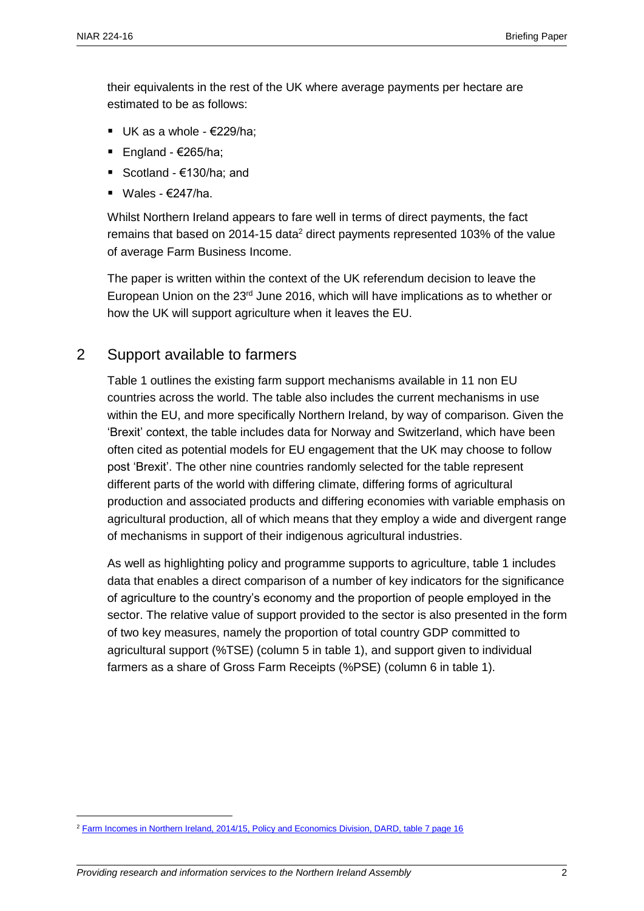their equivalents in the rest of the UK where average payments per hectare are estimated to be as follows:

- UK as a whole - €229/ha;
- England - €265/ha;
- Scotland - €130/ha; and
- Wales - €247/ha.

Whilst Northern Ireland appears to fare well in terms of direct payments, the fact remains that based on 2014-15 data[2] direct payments represented 103% of the value of average Farm Business Income.

The paper is written within the context of the UK referendum decision to leave the European Union on the 23rd June 2016, which will have implications as to whether or how the UK will support agriculture when it leaves the EU.

## 2 Support available to farmers

Table 1 outlines the existing farm support mechanisms available in 11 non EU countries across the world. The table also includes the current mechanisms in use within the EU, and more specifically Northern Ireland, by way of comparison. Given the 'Brexit' context, the table includes data for Norway and Switzerland, which have been often cited as potential models for EU engagement that the UK may choose to follow post 'Brexit'. The other nine countries randomly selected for the table represent different parts of the world with differing climate, differing forms of agricultural production and associated products and differing economies with variable emphasis on agricultural production, all of which means that they employ a wide and divergent range of mechanisms in support of their indigenous agricultural industries.

As well as highlighting policy and programme supports to agriculture, table 1 includes data that enables a direct comparison of a number of key indicators for the significance of agriculture to the country's economy and the proportion of people employed in the sector. The relative value of support provided to the sector is also presented in the form of two key measures, namely the proportion of total country GDP committed to agricultural support (%TSE) (column 5 in table 1), and support given to individual farmers as a share of Gross Farm Receipts (%PSE) (column 6 in table 1).

[2] Farm Incomes in Northern Ireland, 2014/15, Policy and Economics Division, DARD, table 7 page 16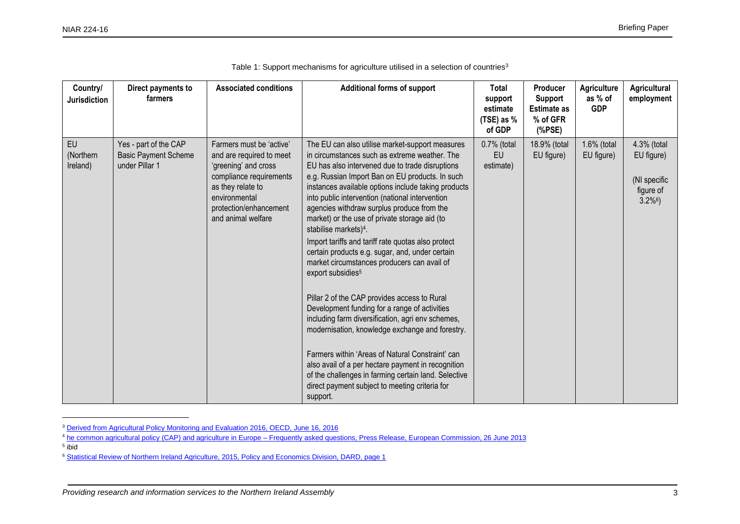Table 1: Support mechanisms for agriculture utilised in a selection of countries[3]

| Country/ Jurisdiction | Direct payments to farmers | Associated conditions | Additional forms of support | Total support estimate (TSE) as % of GDP | Producer Support Estimate as % of GFR (%PSE) | Agriculture as % of GDP | Agricultural employment |
|---|---|---|---|---|---|---|---|
| EU (Northern Ireland) | Yes - part of the CAP Basic Payment Scheme under Pillar 1 | Farmers must be 'active' and are required to meet 'greening' and cross compliance requirements as they relate to environmental protection/enhancement and animal welfare | The EU can also utilise market-support measures in circumstances such as extreme weather. The EU has also intervened due to trade disruptions e.g. Russian Import Ban on EU products. In such instances available options include taking products into public intervention (national intervention agencies withdraw surplus produce from the market) or the use of private storage aid (to stabilise markets)[4].<br><br>Import tariffs and tariff rate quotas also protect certain products e.g. sugar, and, under certain market circumstances producers can avail of export subsidies[5]<br><br>Pillar 2 of the CAP provides access to Rural Development funding for a range of activities including farm diversification, agri env schemes, modernisation, knowledge exchange and forestry.<br><br>Farmers within 'Areas of Natural Constraint' can also avail of a per hectare payment in recognition of the challenges in farming certain land. Selective direct payment subject to meeting criteria for support. | 0.7% (total EU estimate) | 18.9% (total EU figure) | 1.6% (total EU figure) | 4.3% (total EU figure)<br><br>(NI specific figure of 3.2%[6]) |

[3] Derived from Agricultural Policy Monitoring and Evaluation 2016, OECD, June 16, 2016

[4] he common agricultural policy (CAP) and agriculture in Europe – Frequently asked questions, Press Release, European Commission, 26 June 2013

[5] ibid

[6] Statistical Review of Northern Ireland Agriculture, 2015, Policy and Economics Division, DARD, page 1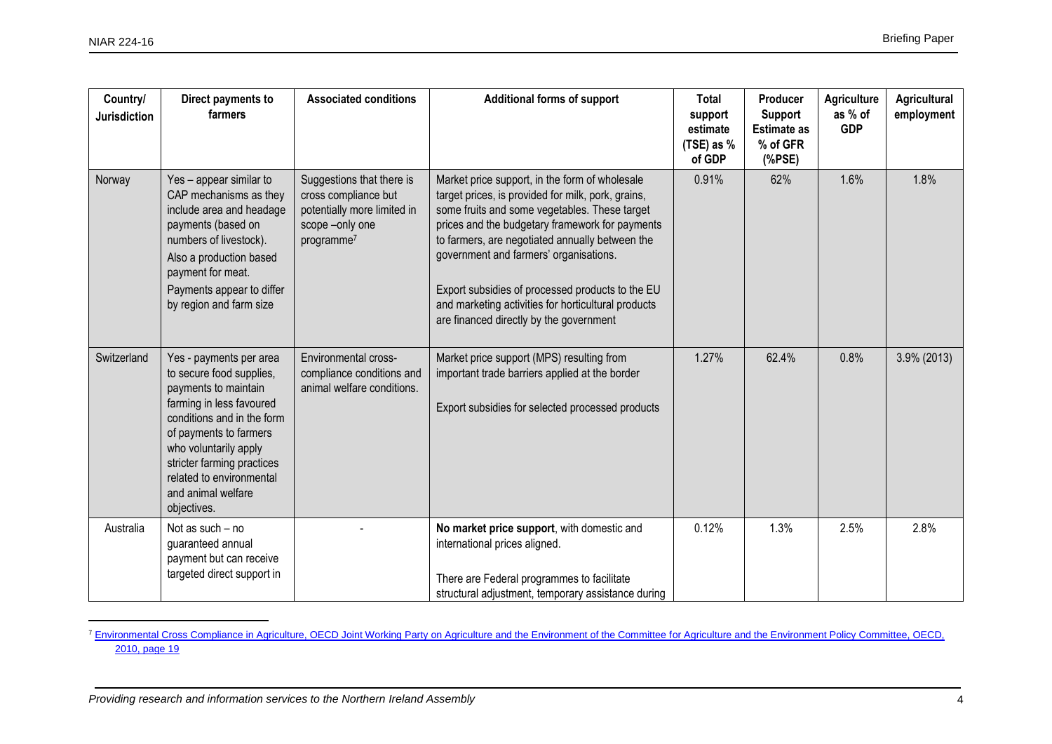| Country/ Jurisdiction | Direct payments to farmers | Associated conditions | Additional forms of support | Total support estimate (TSE) as % of GDP | Producer Support Estimate as % of GFR (%PSE) | Agriculture as % of GDP | Agricultural employment |
|---|---|---|---|---|---|---|---|
| Norway | Yes – appear similar to CAP mechanisms as they include area and headage payments (based on numbers of livestock). Also a production based payment for meat. Payments appear to differ by region and farm size | Suggestions that there is cross compliance but potentially more limited in scope –only one programme[7] | Market price support, in the form of wholesale target prices, is provided for milk, pork, grains, some fruits and some vegetables. These target prices and the budgetary framework for payments to farmers, are negotiated annually between the government and farmers' organisations.<br><br>Export subsidies of processed products to the EU and marketing activities for horticultural products are financed directly by the government | 0.91% | 62% | 1.6% | 1.8% |
| Switzerland | Yes - payments per area to secure food supplies, payments to maintain farming in less favoured conditions and in the form of payments to farmers who voluntarily apply stricter farming practices related to environmental and animal welfare objectives. | Environmental cross-compliance conditions and animal welfare conditions. | Market price support (MPS) resulting from important trade barriers applied at the border<br><br>Export subsidies for selected processed products | 1.27% | 62.4% | 0.8% | 3.9% (2013) |
| Australia | Not as such – no guaranteed annual payment but can receive targeted direct support in | - | **No market price support**, with domestic and international prices aligned.<br><br>There are Federal programmes to facilitate structural adjustment, temporary assistance during | 0.12% | 1.3% | 2.5% | 2.8% |

[7] Environmental Cross Compliance in Agriculture, OECD Joint Working Party on Agriculture and the Environment of the Committee for Agriculture and the Environment Policy Committee, OECD, 2010, page 19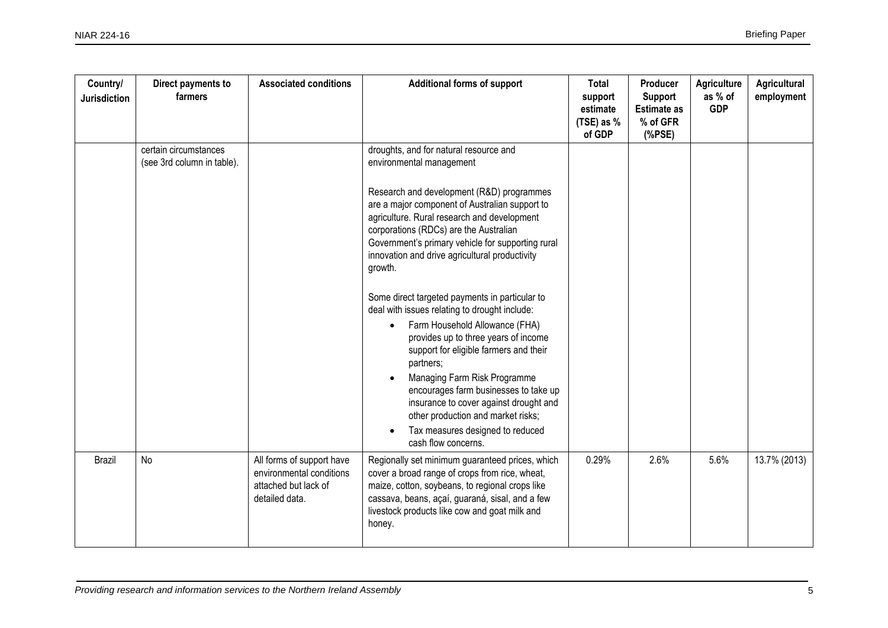| Country/ Jurisdiction | Direct payments to farmers | Associated conditions | Additional forms of support | Total support estimate (TSE) as % of GDP | Producer Support Estimate as % of GFR (%PSE) | Agriculture as % of GDP | Agricultural employment |
|---|---|---|---|---|---|---|---|
| | certain circumstances (see 3rd column in table). | | droughts, and for natural resource and environmental management<br><br>Research and development (R&D) programmes are a major component of Australian support to agriculture. Rural research and development corporations (RDCs) are the Australian Government's primary vehicle for supporting rural innovation and drive agricultural productivity growth.<br><br>Some direct targeted payments in particular to deal with issues relating to drought include:<br>• Farm Household Allowance (FHA) provides up to three years of income support for eligible farmers and their partners;<br>• Managing Farm Risk Programme encourages farm businesses to take up insurance to cover against drought and other production and market risks;<br>• Tax measures designed to reduced cash flow concerns. | | | | |
| Brazil | No | All forms of support have environmental conditions attached but lack of detailed data. | Regionally set minimum guaranteed prices, which cover a broad range of crops from rice, wheat, maize, cotton, soybeans, to regional crops like cassava, beans, açaí, guaraná, sisal, and a few livestock products like cow and goat milk and honey. | 0.29% | 2.6% | 5.6% | 13.7% (2013) |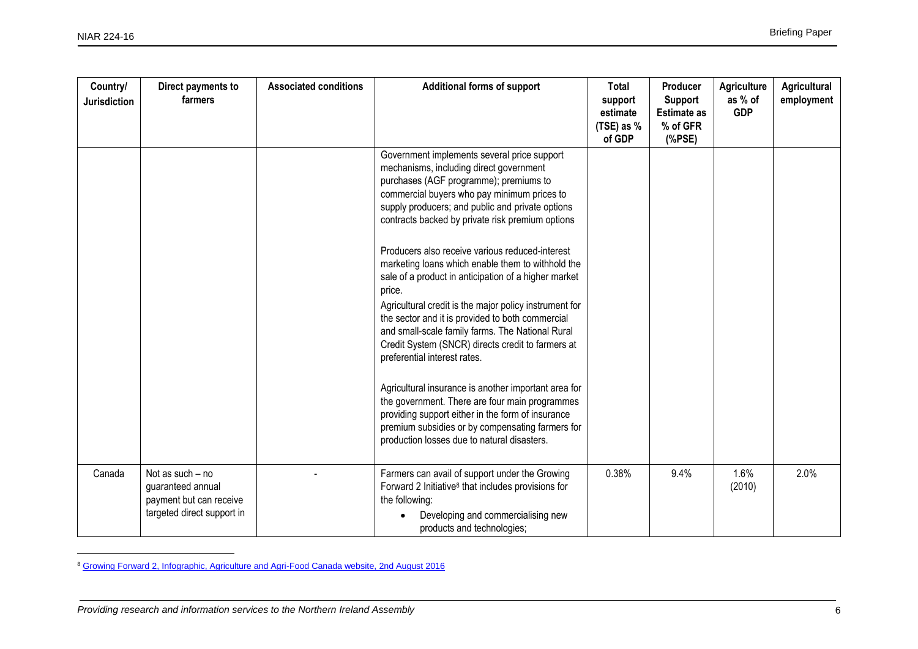| Country/ Jurisdiction | Direct payments to farmers | Associated conditions | Additional forms of support | Total support estimate (TSE) as % of GDP | Producer Support Estimate as % of GFR (%PSE) | Agriculture as % of GDP | Agricultural employment |
|---|---|---|---|---|---|---|---|
| | | | Government implements several price support mechanisms, including direct government purchases (AGF programme); premiums to commercial buyers who pay minimum prices to supply producers; and public and private options contracts backed by private risk premium options<br><br>Producers also receive various reduced-interest marketing loans which enable them to withhold the sale of a product in anticipation of a higher market price.<br>Agricultural credit is the major policy instrument for the sector and it is provided to both commercial and small-scale family farms. The National Rural Credit System (SNCR) directs credit to farmers at preferential interest rates.<br><br>Agricultural insurance is another important area for the government. There are four main programmes providing support either in the form of insurance premium subsidies or by compensating farmers for production losses due to natural disasters. | | | | |
| Canada | Not as such – no guaranteed annual payment but can receive targeted direct support in | - | Farmers can avail of support under the Growing Forward 2 Initiative[8] that includes provisions for the following:<br>• Developing and commercialising new products and technologies; | 0.38% | 9.4% | 1.6% (2010) | 2.0% |

[8] Growing Forward 2, Infographic, Agriculture and Agri-Food Canada website, 2nd August 2016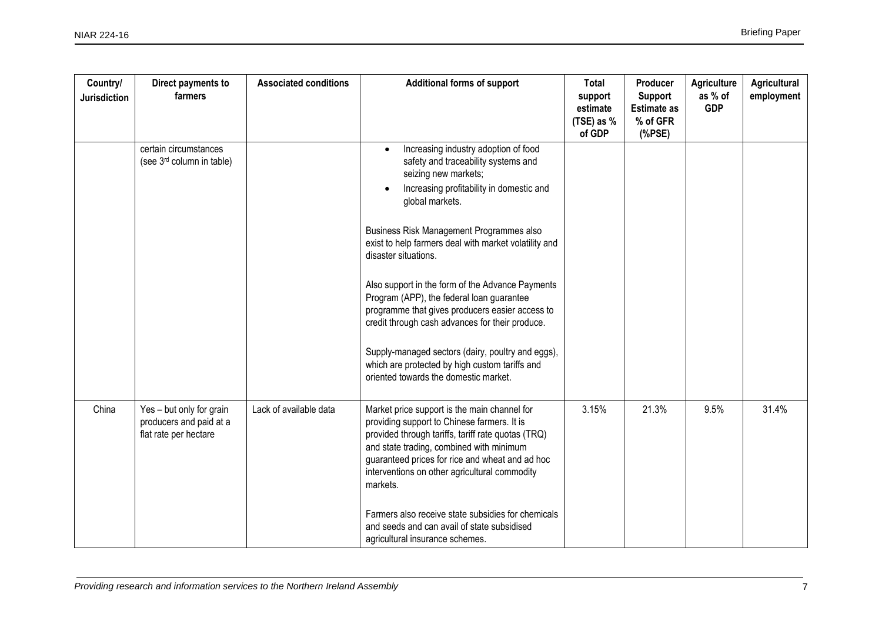| Country/ Jurisdiction | Direct payments to farmers | Associated conditions | Additional forms of support | Total support estimate (TSE) as % of GDP | Producer Support Estimate as % of GFR (%PSE) | Agriculture as % of GDP | Agricultural employment |
|---|---|---|---|---|---|---|---|
| | certain circumstances (see 3rd column in table) | | • Increasing industry adoption of food safety and traceability systems and seizing new markets;<br>• Increasing profitability in domestic and global markets.<br><br>Business Risk Management Programmes also exist to help farmers deal with market volatility and disaster situations.<br><br>Also support in the form of the Advance Payments Program (APP), the federal loan guarantee programme that gives producers easier access to credit through cash advances for their produce.<br><br>Supply-managed sectors (dairy, poultry and eggs), which are protected by high custom tariffs and oriented towards the domestic market. | | | | |
| China | Yes – but only for grain producers and paid at a flat rate per hectare | Lack of available data | Market price support is the main channel for providing support to Chinese farmers. It is provided through tariffs, tariff rate quotas (TRQ) and state trading, combined with minimum guaranteed prices for rice and wheat and ad hoc interventions on other agricultural commodity markets.<br><br>Farmers also receive state subsidies for chemicals and seeds and can avail of state subsidised agricultural insurance schemes. | 3.15% | 21.3% | 9.5% | 31.4% |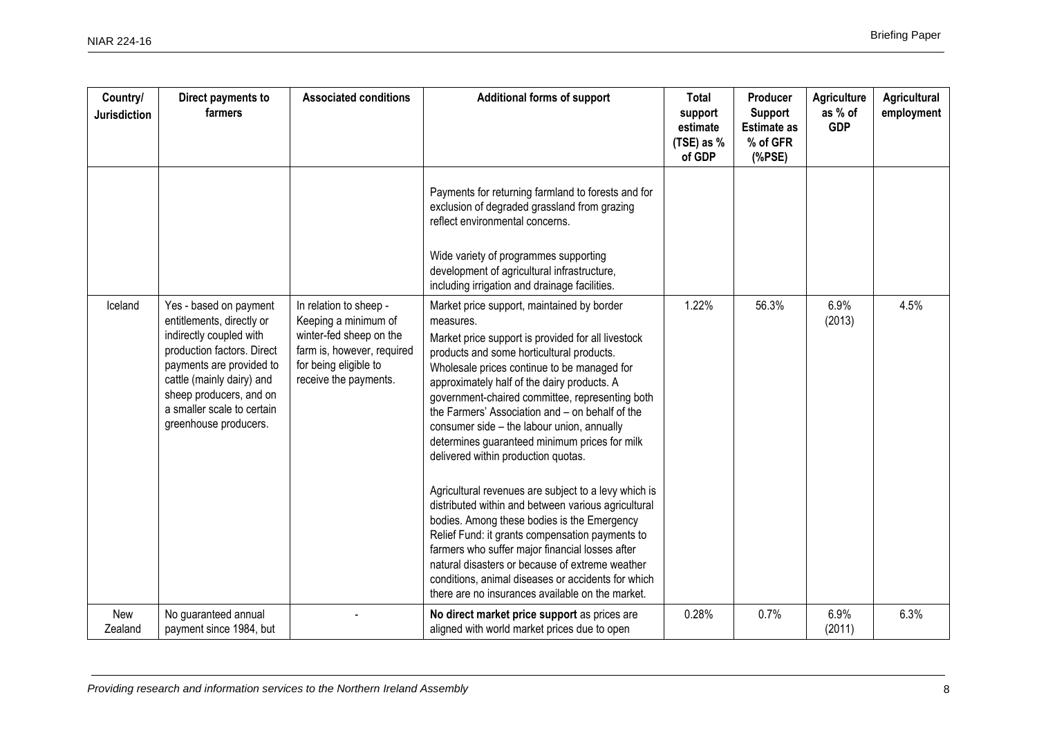| Country/ Jurisdiction | Direct payments to farmers | Associated conditions | Additional forms of support | Total support estimate (TSE) as % of GDP | Producer Support Estimate as % of GFR (%PSE) | Agriculture as % of GDP | Agricultural employment |
|---|---|---|---|---|---|---|---|
| | | | Payments for returning farmland to forests and for exclusion of degraded grassland from grazing reflect environmental concerns.<br><br>Wide variety of programmes supporting development of agricultural infrastructure, including irrigation and drainage facilities. | | | | |
| Iceland | Yes - based on payment entitlements, directly or indirectly coupled with production factors. Direct payments are provided to cattle (mainly dairy) and sheep producers, and on a smaller scale to certain greenhouse producers. | In relation to sheep - Keeping a minimum of winter-fed sheep on the farm is, however, required for being eligible to receive the payments. | Market price support, maintained by border measures.<br>Market price support is provided for all livestock products and some horticultural products. Wholesale prices continue to be managed for approximately half of the dairy products. A government-chaired committee, representing both the Farmers' Association and – on behalf of the consumer side – the labour union, annually determines guaranteed minimum prices for milk delivered within production quotas.<br><br>Agricultural revenues are subject to a levy which is distributed within and between various agricultural bodies. Among these bodies is the Emergency Relief Fund: it grants compensation payments to farmers who suffer major financial losses after natural disasters or because of extreme weather conditions, animal diseases or accidents for which there are no insurances available on the market. | 1.22% | 56.3% | 6.9% (2013) | 4.5% |
| New Zealand | No guaranteed annual payment since 1984, but | - | **No direct market price support** as prices are aligned with world market prices due to open | 0.28% | 0.7% | 6.9% (2011) | 6.3% |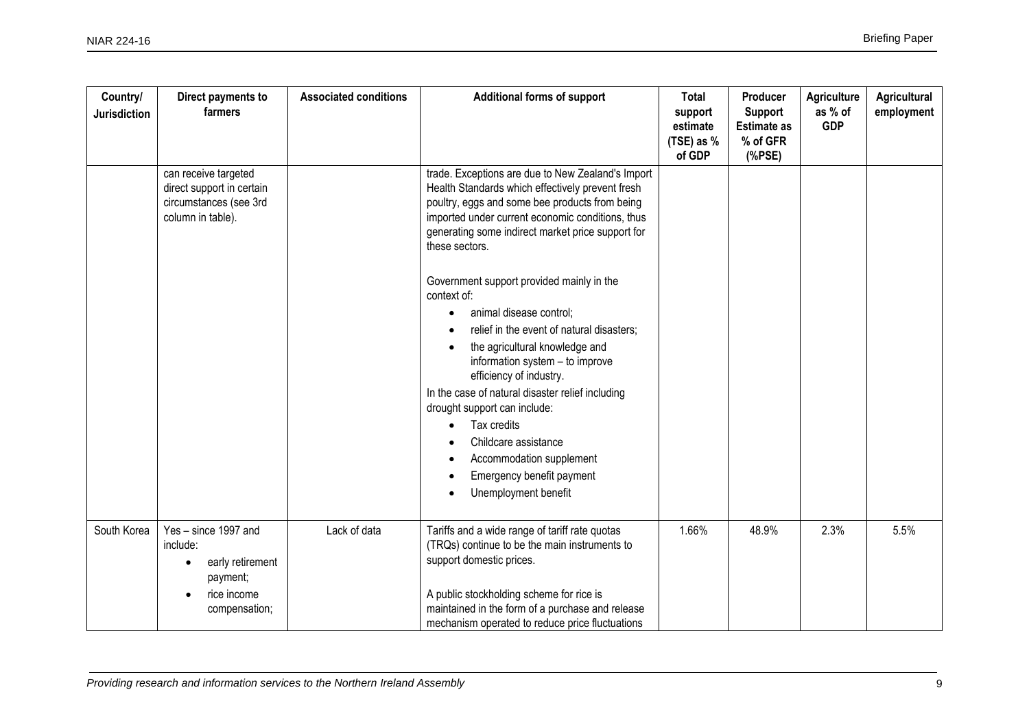| Country/ Jurisdiction | Direct payments to farmers | Associated conditions | Additional forms of support | Total support estimate (TSE) as % of GDP | Producer Support Estimate as % of GFR (%PSE) | Agriculture as % of GDP | Agricultural employment |
|---|---|---|---|---|---|---|---|
| | can receive targeted direct support in certain circumstances (see 3rd column in table). | | trade. Exceptions are due to New Zealand's Import Health Standards which effectively prevent fresh poultry, eggs and some bee products from being imported under current economic conditions, thus generating some indirect market price support for these sectors.<br><br>Government support provided mainly in the context of:<br>• animal disease control;<br>• relief in the event of natural disasters;<br>• the agricultural knowledge and information system – to improve efficiency of industry.<br>In the case of natural disaster relief including drought support can include:<br>• Tax credits<br>• Childcare assistance<br>• Accommodation supplement<br>• Emergency benefit payment<br>• Unemployment benefit | | | | |
| South Korea | Yes – since 1997 and include:<br>• early retirement payment;<br>• rice income compensation; | Lack of data | Tariffs and a wide range of tariff rate quotas (TRQs) continue to be the main instruments to support domestic prices.<br><br>A public stockholding scheme for rice is maintained in the form of a purchase and release mechanism operated to reduce price fluctuations | 1.66% | 48.9% | 2.3% | 5.5% |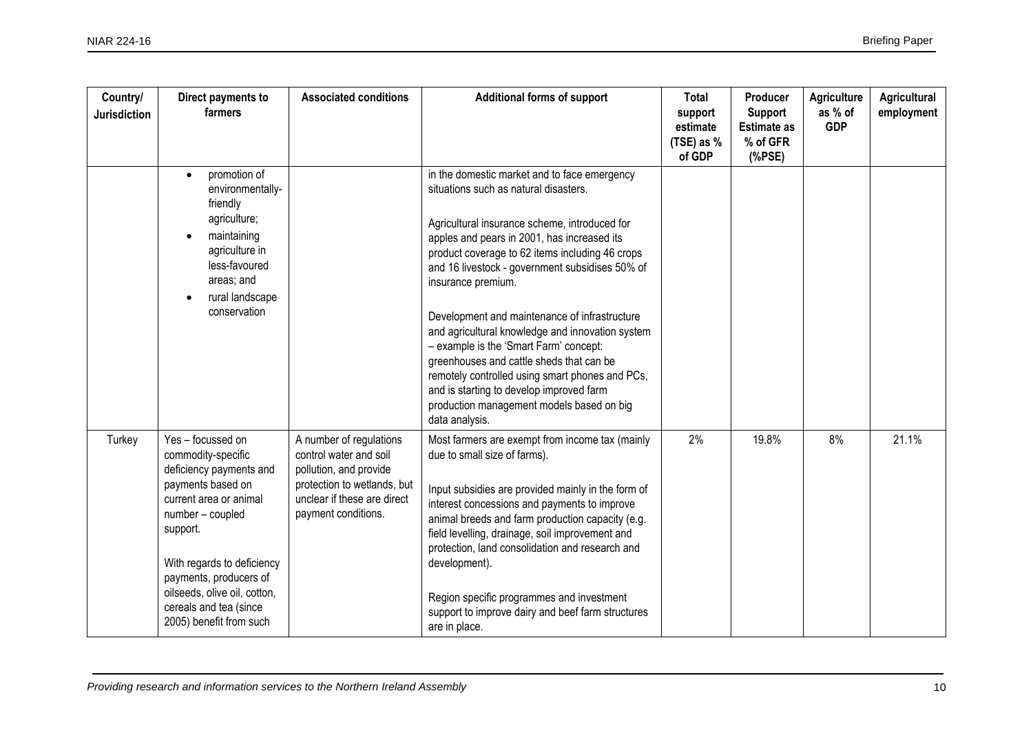| Country/ Jurisdiction | Direct payments to farmers | Associated conditions | Additional forms of support | Total support estimate (TSE) as % of GDP | Producer Support Estimate as % of GFR (%PSE) | Agriculture as % of GDP | Agricultural employment |
|---|---|---|---|---|---|---|---|
| | • promotion of environmentally-friendly agriculture;<br>• maintaining agriculture in less-favoured areas; and<br>• rural landscape conservation | | in the domestic market and to face emergency situations such as natural disasters.<br><br>Agricultural insurance scheme, introduced for apples and pears in 2001, has increased its product coverage to 62 items including 46 crops and 16 livestock - government subsidises 50% of insurance premium.<br><br>Development and maintenance of infrastructure and agricultural knowledge and innovation system – example is the 'Smart Farm' concept: greenhouses and cattle sheds that can be remotely controlled using smart phones and PCs, and is starting to develop improved farm production management models based on big data analysis. | | | | |
| Turkey | Yes – focussed on commodity-specific deficiency payments and payments based on current area or animal number – coupled support.<br><br>With regards to deficiency payments, producers of oilseeds, olive oil, cotton, cereals and tea (since 2005) benefit from such | A number of regulations control water and soil pollution, and provide protection to wetlands, but unclear if these are direct payment conditions. | Most farmers are exempt from income tax (mainly due to small size of farms).<br><br>Input subsidies are provided mainly in the form of interest concessions and payments to improve animal breeds and farm production capacity (e.g. field levelling, drainage, soil improvement and protection, land consolidation and research and development).<br><br>Region specific programmes and investment support to improve dairy and beef farm structures are in place. | 2% | 19.8% | 8% | 21.1% |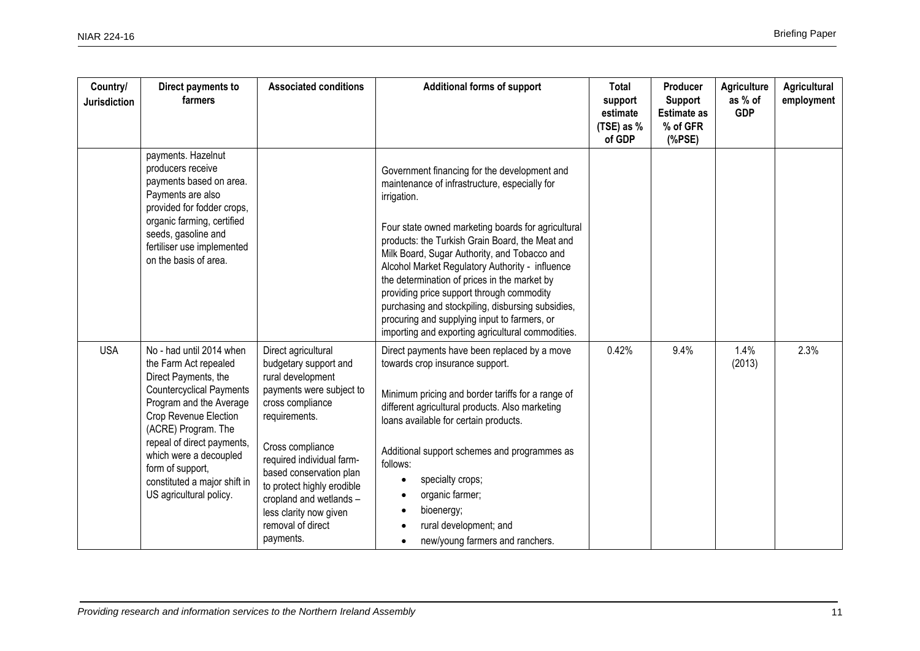| Country/ Jurisdiction | Direct payments to farmers | Associated conditions | Additional forms of support | Total support estimate (TSE) as % of GDP | Producer Support Estimate as % of GFR (%PSE) | Agriculture as % of GDP | Agricultural employment |
|---|---|---|---|---|---|---|---|
| | payments. Hazelnut producers receive payments based on area. Payments are also provided for fodder crops, organic farming, certified seeds, gasoline and fertiliser use implemented on the basis of area. | | Government financing for the development and maintenance of infrastructure, especially for irrigation.<br><br>Four state owned marketing boards for agricultural products: the Turkish Grain Board, the Meat and Milk Board, Sugar Authority, and Tobacco and Alcohol Market Regulatory Authority - influence the determination of prices in the market by providing price support through commodity purchasing and stockpiling, disbursing subsidies, procuring and supplying input to farmers, or importing and exporting agricultural commodities. | | | | |
| USA | No - had until 2014 when the Farm Act repealed Direct Payments, the Countercyclical Payments Program and the Average Crop Revenue Election (ACRE) Program. The repeal of direct payments, which were a decoupled form of support, constituted a major shift in US agricultural policy. | Direct agricultural budgetary support and rural development payments were subject to cross compliance requirements.<br><br>Cross compliance required individual farm-based conservation plan to protect highly erodible cropland and wetlands – less clarity now given removal of direct payments. | Direct payments have been replaced by a move towards crop insurance support.<br><br>Minimum pricing and border tariffs for a range of different agricultural products. Also marketing loans available for certain products.<br><br>Additional support schemes and programmes as follows:<br>• specialty crops;<br>• organic farmer;<br>• bioenergy;<br>• rural development; and<br>• new/young farmers and ranchers. | 0.42% | 9.4% | 1.4% (2013) | 2.3% |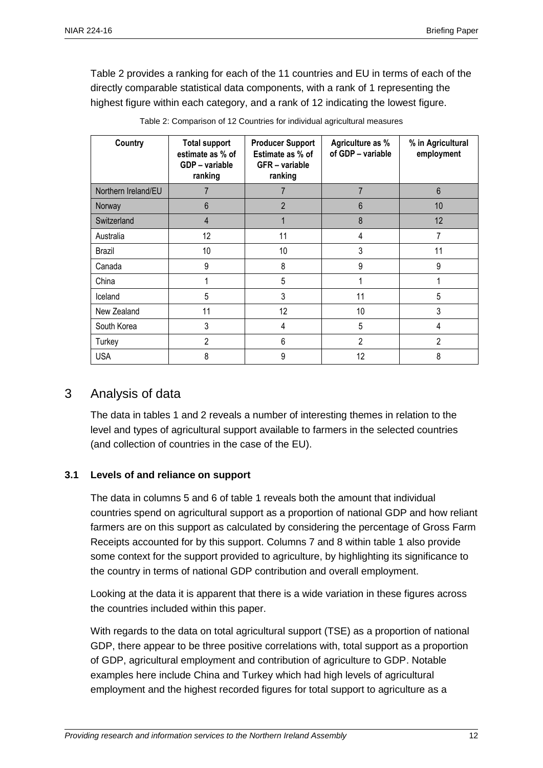Table 2 provides a ranking for each of the 11 countries and EU in terms of each of the directly comparable statistical data components, with a rank of 1 representing the highest figure within each category, and a rank of 12 indicating the lowest figure.

Table 2: Comparison of 12 Countries for individual agricultural measures

| Country | Total support estimate as % of GDP – variable ranking | Producer Support Estimate as % of GFR – variable ranking | Agriculture as % of GDP – variable | % in Agricultural employment |
|---|---|---|---|---|
| Northern Ireland/EU | 7 | 7 | 7 | 6 |
| Norway | 6 | 2 | 6 | 10 |
| Switzerland | 4 | 1 | 8 | 12 |
| Australia | 12 | 11 | 4 | 7 |
| Brazil | 10 | 10 | 3 | 11 |
| Canada | 9 | 8 | 9 | 9 |
| China | 1 | 5 | 1 | 1 |
| Iceland | 5 | 3 | 11 | 5 |
| New Zealand | 11 | 12 | 10 | 3 |
| South Korea | 3 | 4 | 5 | 4 |
| Turkey | 2 | 6 | 2 | 2 |
| USA | 8 | 9 | 12 | 8 |

# 3 Analysis of data

The data in tables 1 and 2 reveals a number of interesting themes in relation to the level and types of agricultural support available to farmers in the selected countries (and collection of countries in the case of the EU).

## 3.1 Levels of and reliance on support

The data in columns 5 and 6 of table 1 reveals both the amount that individual countries spend on agricultural support as a proportion of national GDP and how reliant farmers are on this support as calculated by considering the percentage of Gross Farm Receipts accounted for by this support. Columns 7 and 8 within table 1 also provide some context for the support provided to agriculture, by highlighting its significance to the country in terms of national GDP contribution and overall employment.

Looking at the data it is apparent that there is a wide variation in these figures across the countries included within this paper.

With regards to the data on total agricultural support (TSE) as a proportion of national GDP, there appear to be three positive correlations with, total support as a proportion of GDP, agricultural employment and contribution of agriculture to GDP. Notable examples here include China and Turkey which had high levels of agricultural employment and the highest recorded figures for total support to agriculture as a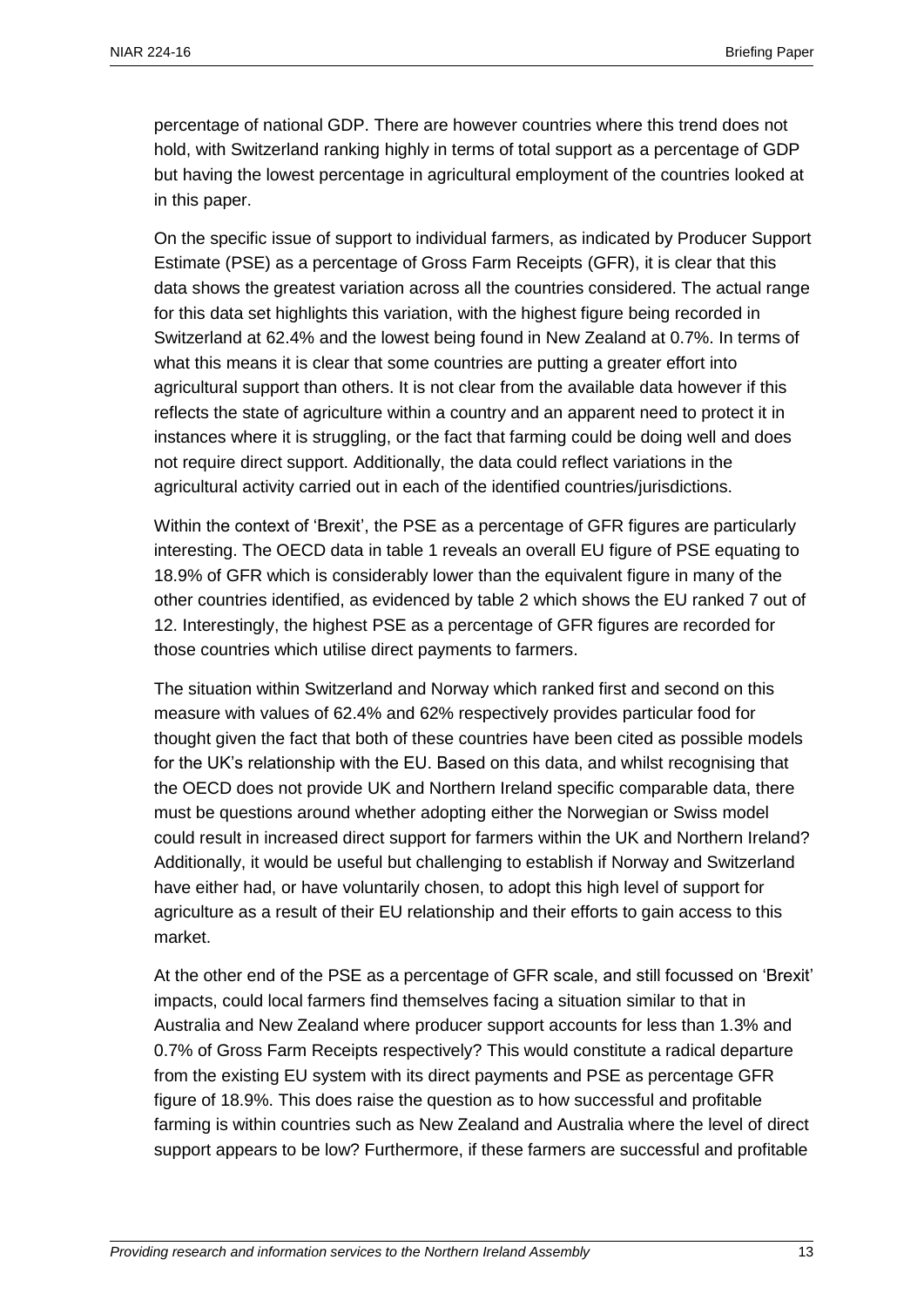percentage of national GDP. There are however countries where this trend does not hold, with Switzerland ranking highly in terms of total support as a percentage of GDP but having the lowest percentage in agricultural employment of the countries looked at in this paper.

On the specific issue of support to individual farmers, as indicated by Producer Support Estimate (PSE) as a percentage of Gross Farm Receipts (GFR), it is clear that this data shows the greatest variation across all the countries considered. The actual range for this data set highlights this variation, with the highest figure being recorded in Switzerland at 62.4% and the lowest being found in New Zealand at 0.7%. In terms of what this means it is clear that some countries are putting a greater effort into agricultural support than others. It is not clear from the available data however if this reflects the state of agriculture within a country and an apparent need to protect it in instances where it is struggling, or the fact that farming could be doing well and does not require direct support. Additionally, the data could reflect variations in the agricultural activity carried out in each of the identified countries/jurisdictions.

Within the context of 'Brexit', the PSE as a percentage of GFR figures are particularly interesting. The OECD data in table 1 reveals an overall EU figure of PSE equating to 18.9% of GFR which is considerably lower than the equivalent figure in many of the other countries identified, as evidenced by table 2 which shows the EU ranked 7 out of 12. Interestingly, the highest PSE as a percentage of GFR figures are recorded for those countries which utilise direct payments to farmers.

The situation within Switzerland and Norway which ranked first and second on this measure with values of 62.4% and 62% respectively provides particular food for thought given the fact that both of these countries have been cited as possible models for the UK's relationship with the EU. Based on this data, and whilst recognising that the OECD does not provide UK and Northern Ireland specific comparable data, there must be questions around whether adopting either the Norwegian or Swiss model could result in increased direct support for farmers within the UK and Northern Ireland? Additionally, it would be useful but challenging to establish if Norway and Switzerland have either had, or have voluntarily chosen, to adopt this high level of support for agriculture as a result of their EU relationship and their efforts to gain access to this market.

At the other end of the PSE as a percentage of GFR scale, and still focussed on 'Brexit' impacts, could local farmers find themselves facing a situation similar to that in Australia and New Zealand where producer support accounts for less than 1.3% and 0.7% of Gross Farm Receipts respectively? This would constitute a radical departure from the existing EU system with its direct payments and PSE as percentage GFR figure of 18.9%. This does raise the question as to how successful and profitable farming is within countries such as New Zealand and Australia where the level of direct support appears to be low? Furthermore, if these farmers are successful and profitable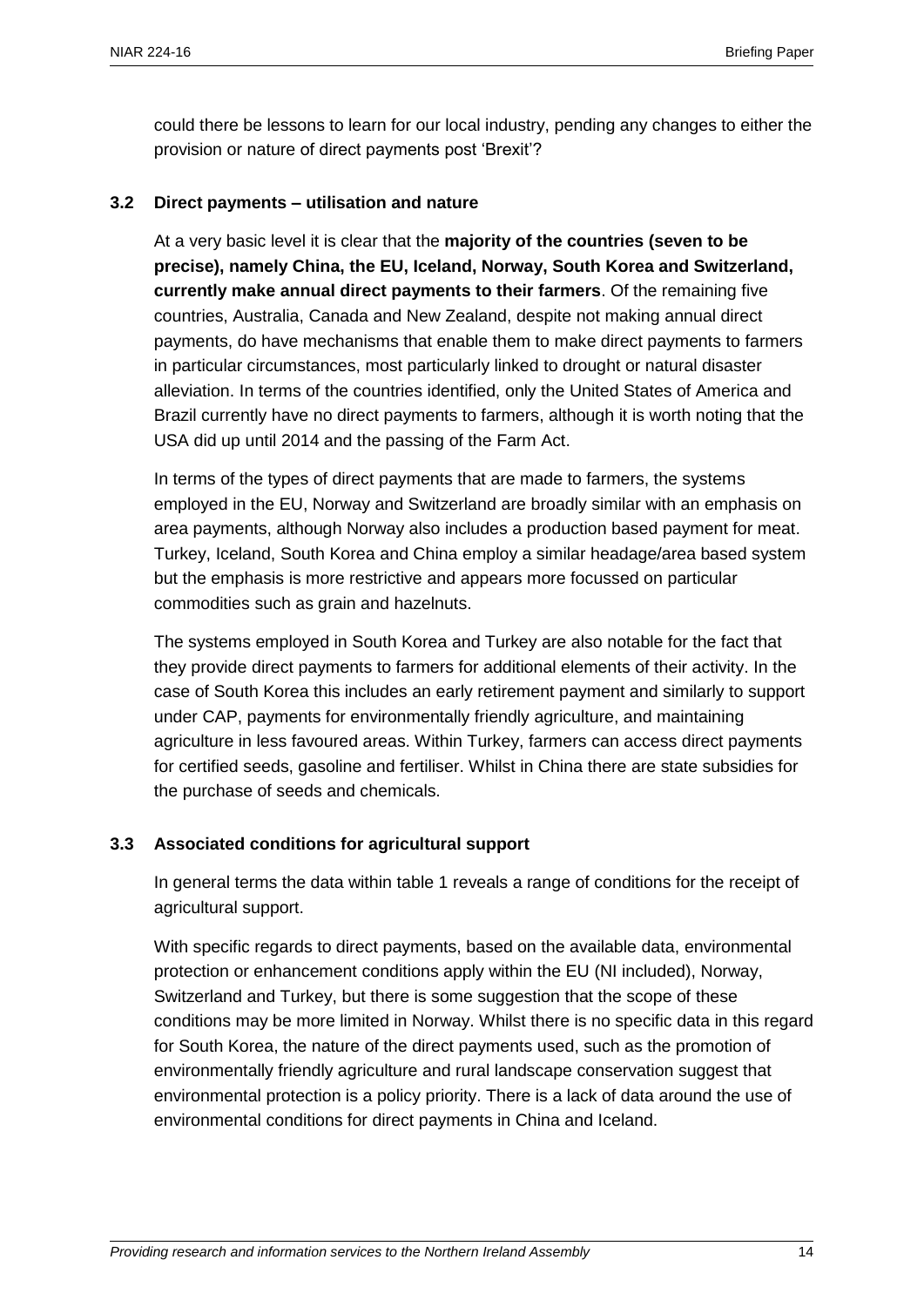could there be lessons to learn for our local industry, pending any changes to either the provision or nature of direct payments post 'Brexit'?

### 3.2 Direct payments – utilisation and nature

At a very basic level it is clear that the **majority of the countries (seven to be precise), namely China, the EU, Iceland, Norway, South Korea and Switzerland, currently make annual direct payments to their farmers**. Of the remaining five countries, Australia, Canada and New Zealand, despite not making annual direct payments, do have mechanisms that enable them to make direct payments to farmers in particular circumstances, most particularly linked to drought or natural disaster alleviation. In terms of the countries identified, only the United States of America and Brazil currently have no direct payments to farmers, although it is worth noting that the USA did up until 2014 and the passing of the Farm Act.

In terms of the types of direct payments that are made to farmers, the systems employed in the EU, Norway and Switzerland are broadly similar with an emphasis on area payments, although Norway also includes a production based payment for meat. Turkey, Iceland, South Korea and China employ a similar headage/area based system but the emphasis is more restrictive and appears more focussed on particular commodities such as grain and hazelnuts.

The systems employed in South Korea and Turkey are also notable for the fact that they provide direct payments to farmers for additional elements of their activity. In the case of South Korea this includes an early retirement payment and similarly to support under CAP, payments for environmentally friendly agriculture, and maintaining agriculture in less favoured areas. Within Turkey, farmers can access direct payments for certified seeds, gasoline and fertiliser. Whilst in China there are state subsidies for the purchase of seeds and chemicals.

### 3.3 Associated conditions for agricultural support

In general terms the data within table 1 reveals a range of conditions for the receipt of agricultural support.

With specific regards to direct payments, based on the available data, environmental protection or enhancement conditions apply within the EU (NI included), Norway, Switzerland and Turkey, but there is some suggestion that the scope of these conditions may be more limited in Norway. Whilst there is no specific data in this regard for South Korea, the nature of the direct payments used, such as the promotion of environmentally friendly agriculture and rural landscape conservation suggest that environmental protection is a policy priority. There is a lack of data around the use of environmental conditions for direct payments in China and Iceland.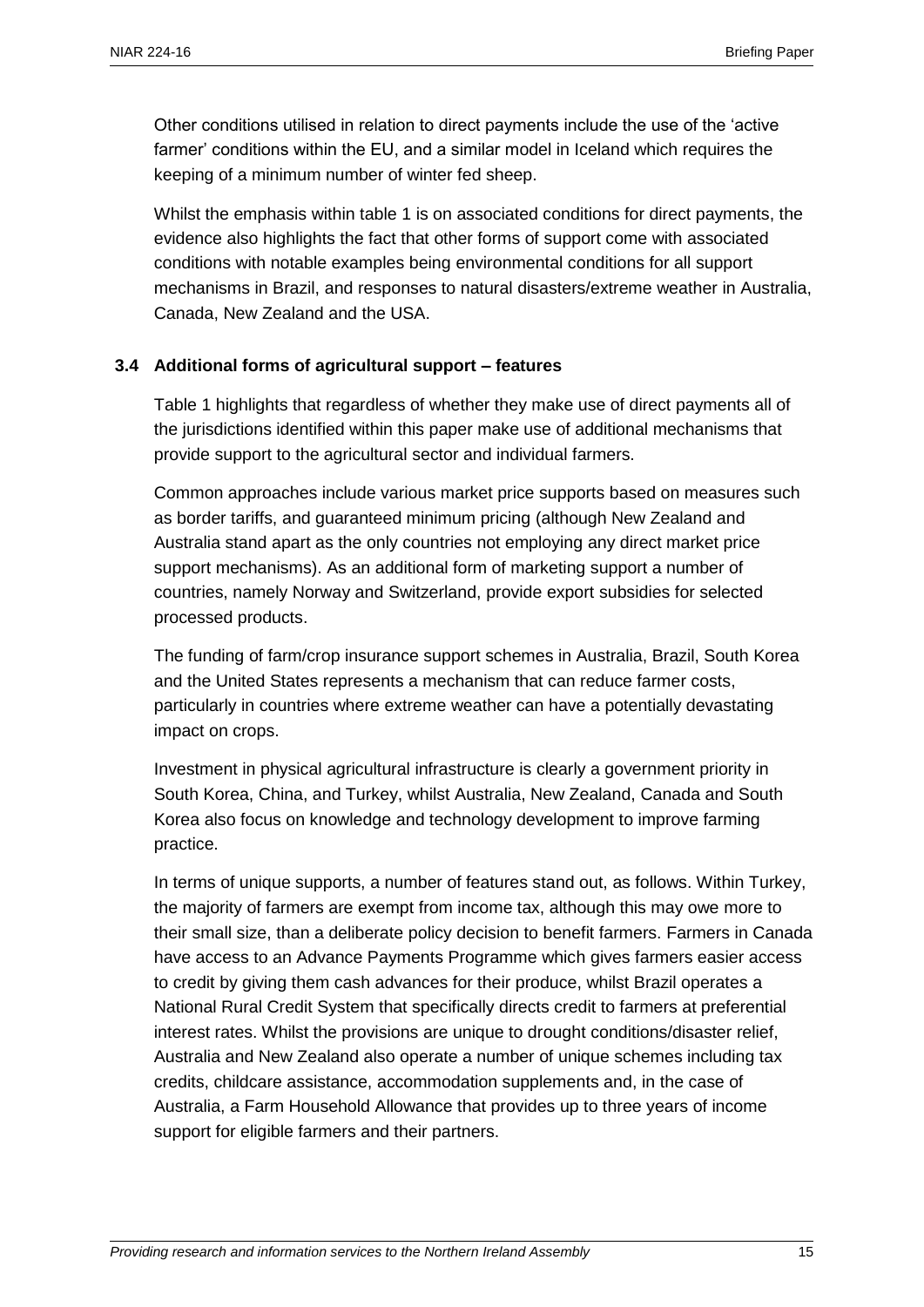Other conditions utilised in relation to direct payments include the use of the 'active farmer' conditions within the EU, and a similar model in Iceland which requires the keeping of a minimum number of winter fed sheep.

Whilst the emphasis within table 1 is on associated conditions for direct payments, the evidence also highlights the fact that other forms of support come with associated conditions with notable examples being environmental conditions for all support mechanisms in Brazil, and responses to natural disasters/extreme weather in Australia, Canada, New Zealand and the USA.

### 3.4 Additional forms of agricultural support – features

Table 1 highlights that regardless of whether they make use of direct payments all of the jurisdictions identified within this paper make use of additional mechanisms that provide support to the agricultural sector and individual farmers.

Common approaches include various market price supports based on measures such as border tariffs, and guaranteed minimum pricing (although New Zealand and Australia stand apart as the only countries not employing any direct market price support mechanisms). As an additional form of marketing support a number of countries, namely Norway and Switzerland, provide export subsidies for selected processed products.

The funding of farm/crop insurance support schemes in Australia, Brazil, South Korea and the United States represents a mechanism that can reduce farmer costs, particularly in countries where extreme weather can have a potentially devastating impact on crops.

Investment in physical agricultural infrastructure is clearly a government priority in South Korea, China, and Turkey, whilst Australia, New Zealand, Canada and South Korea also focus on knowledge and technology development to improve farming practice.

In terms of unique supports, a number of features stand out, as follows. Within Turkey, the majority of farmers are exempt from income tax, although this may owe more to their small size, than a deliberate policy decision to benefit farmers. Farmers in Canada have access to an Advance Payments Programme which gives farmers easier access to credit by giving them cash advances for their produce, whilst Brazil operates a National Rural Credit System that specifically directs credit to farmers at preferential interest rates. Whilst the provisions are unique to drought conditions/disaster relief, Australia and New Zealand also operate a number of unique schemes including tax credits, childcare assistance, accommodation supplements and, in the case of Australia, a Farm Household Allowance that provides up to three years of income support for eligible farmers and their partners.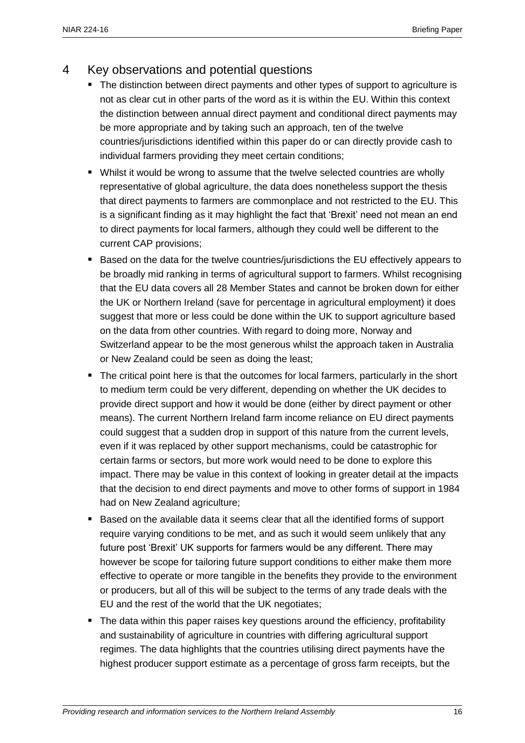## 4 Key observations and potential questions

- The distinction between direct payments and other types of support to agriculture is not as clear cut in other parts of the word as it is within the EU. Within this context the distinction between annual direct payment and conditional direct payments may be more appropriate and by taking such an approach, ten of the twelve countries/jurisdictions identified within this paper do or can directly provide cash to individual farmers providing they meet certain conditions;
- Whilst it would be wrong to assume that the twelve selected countries are wholly representative of global agriculture, the data does nonetheless support the thesis that direct payments to farmers are commonplace and not restricted to the EU. This is a significant finding as it may highlight the fact that 'Brexit' need not mean an end to direct payments for local farmers, although they could well be different to the current CAP provisions;
- Based on the data for the twelve countries/jurisdictions the EU effectively appears to be broadly mid ranking in terms of agricultural support to farmers. Whilst recognising that the EU data covers all 28 Member States and cannot be broken down for either the UK or Northern Ireland (save for percentage in agricultural employment) it does suggest that more or less could be done within the UK to support agriculture based on the data from other countries. With regard to doing more, Norway and Switzerland appear to be the most generous whilst the approach taken in Australia or New Zealand could be seen as doing the least;
- The critical point here is that the outcomes for local farmers, particularly in the short to medium term could be very different, depending on whether the UK decides to provide direct support and how it would be done (either by direct payment or other means). The current Northern Ireland farm income reliance on EU direct payments could suggest that a sudden drop in support of this nature from the current levels, even if it was replaced by other support mechanisms, could be catastrophic for certain farms or sectors, but more work would need to be done to explore this impact. There may be value in this context of looking in greater detail at the impacts that the decision to end direct payments and move to other forms of support in 1984 had on New Zealand agriculture;
- Based on the available data it seems clear that all the identified forms of support require varying conditions to be met, and as such it would seem unlikely that any future post 'Brexit' UK supports for farmers would be any different. There may however be scope for tailoring future support conditions to either make them more effective to operate or more tangible in the benefits they provide to the environment or producers, but all of this will be subject to the terms of any trade deals with the EU and the rest of the world that the UK negotiates;
- The data within this paper raises key questions around the efficiency, profitability and sustainability of agriculture in countries with differing agricultural support regimes. The data highlights that the countries utilising direct payments have the highest producer support estimate as a percentage of gross farm receipts, but the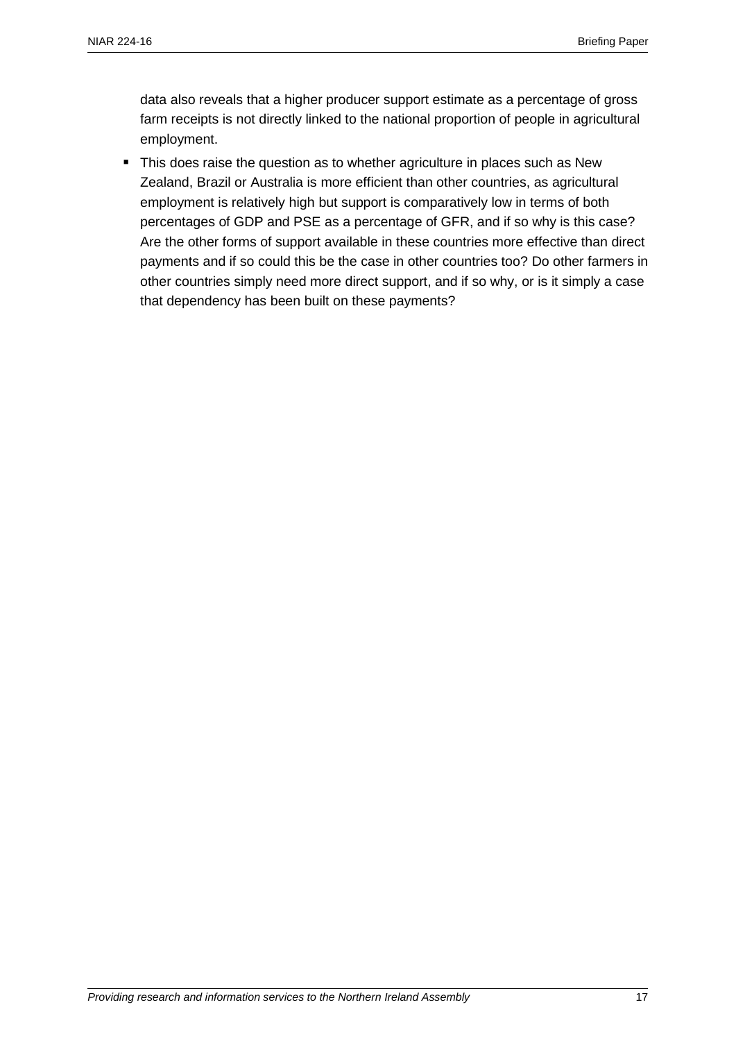data also reveals that a higher producer support estimate as a percentage of gross farm receipts is not directly linked to the national proportion of people in agricultural employment.

- This does raise the question as to whether agriculture in places such as New Zealand, Brazil or Australia is more efficient than other countries, as agricultural employment is relatively high but support is comparatively low in terms of both percentages of GDP and PSE as a percentage of GFR, and if so why is this case? Are the other forms of support available in these countries more effective than direct payments and if so could this be the case in other countries too? Do other farmers in other countries simply need more direct support, and if so why, or is it simply a case that dependency has been built on these payments?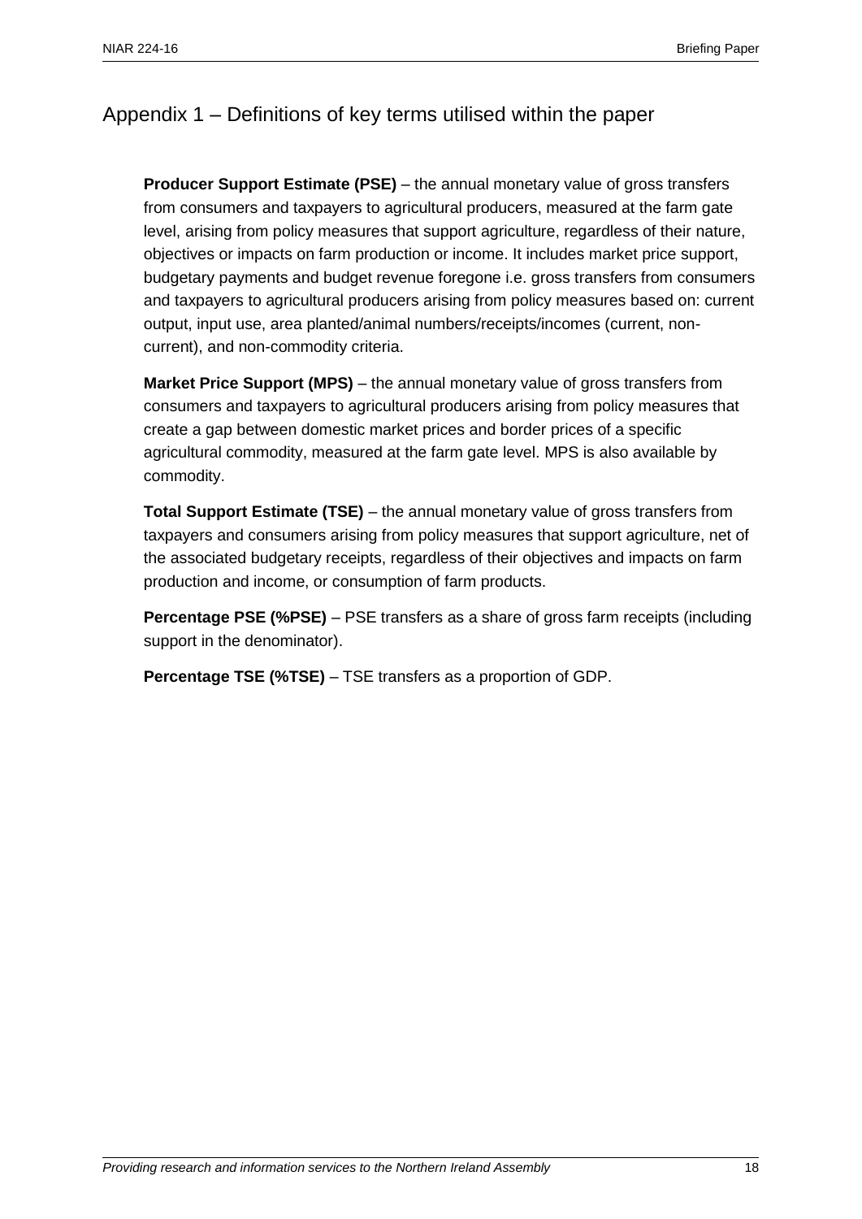## Appendix 1 – Definitions of key terms utilised within the paper

**Producer Support Estimate (PSE)** – the annual monetary value of gross transfers from consumers and taxpayers to agricultural producers, measured at the farm gate level, arising from policy measures that support agriculture, regardless of their nature, objectives or impacts on farm production or income. It includes market price support, budgetary payments and budget revenue foregone i.e. gross transfers from consumers and taxpayers to agricultural producers arising from policy measures based on: current output, input use, area planted/animal numbers/receipts/incomes (current, non-current), and non-commodity criteria.

**Market Price Support (MPS)** – the annual monetary value of gross transfers from consumers and taxpayers to agricultural producers arising from policy measures that create a gap between domestic market prices and border prices of a specific agricultural commodity, measured at the farm gate level. MPS is also available by commodity.

**Total Support Estimate (TSE)** – the annual monetary value of gross transfers from taxpayers and consumers arising from policy measures that support agriculture, net of the associated budgetary receipts, regardless of their objectives and impacts on farm production and income, or consumption of farm products.

**Percentage PSE (%PSE)** – PSE transfers as a share of gross farm receipts (including support in the denominator).

**Percentage TSE (%TSE)** – TSE transfers as a proportion of GDP.